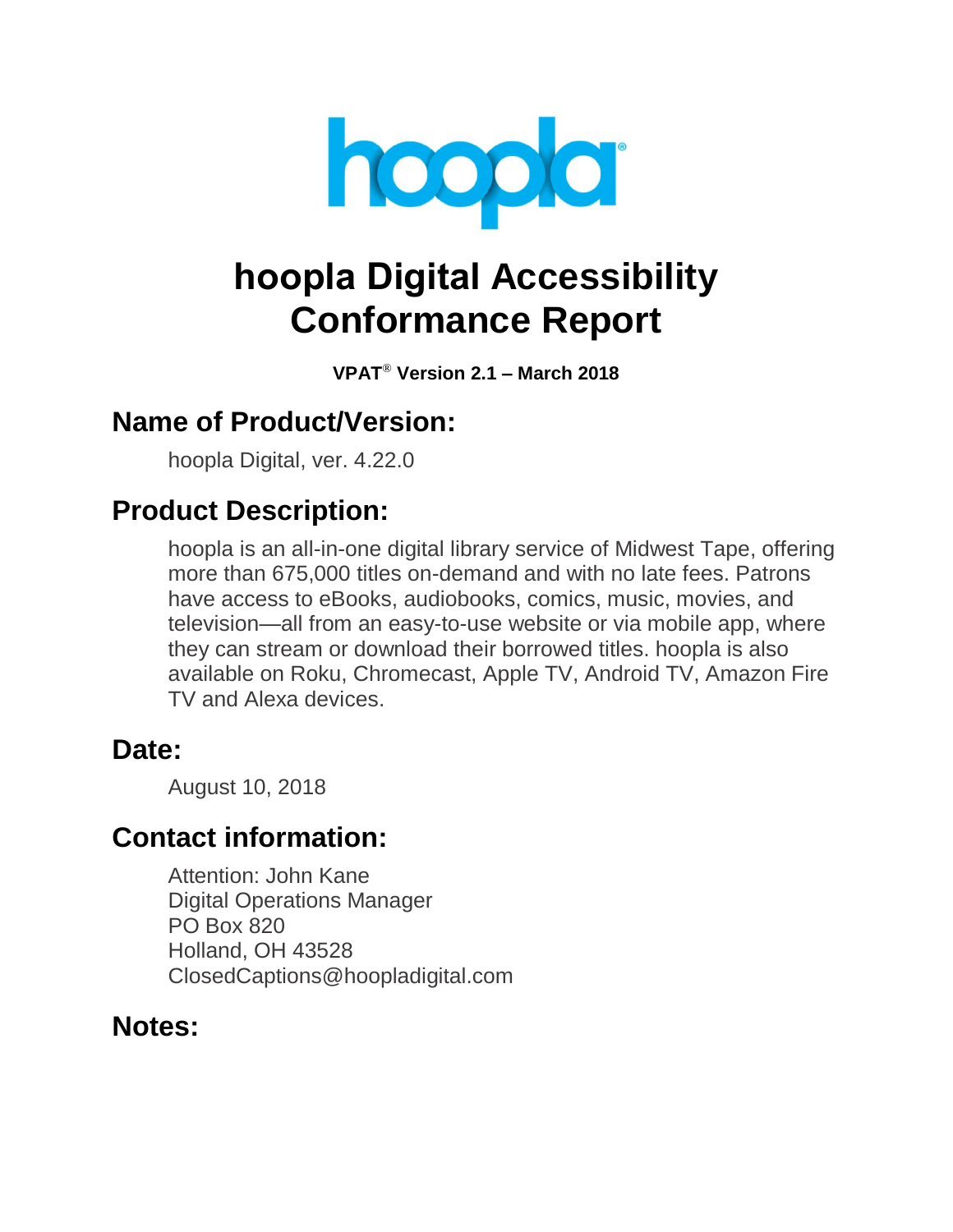# hoopla Digital Accessibility Conformance Report

**VPAT® Version 2.1 – March 2018**

## Name of Product/Version:

hoopla Digital, ver. 4.22.0

## Product Description:

hoopla is an all-in-one digital library service of Midwest Tape, offering more than 675,000 titles on-demand and with no late fees. Patrons have access to eBooks, audiobooks, comics, music, movies, and television—all from an easy-to-use website or via mobile app, where they can stream or download their borrowed titles. hoopla is also available on Roku, Chromecast, Apple TV, Android TV, Amazon Fire TV and Alexa devices.

## Date:

August 10, 2018

## Contact information:

Attention: John Kane
Digital Operations Manager
PO Box 820
Holland, OH 43528
ClosedCaptions@hoopladigital.com

## Notes: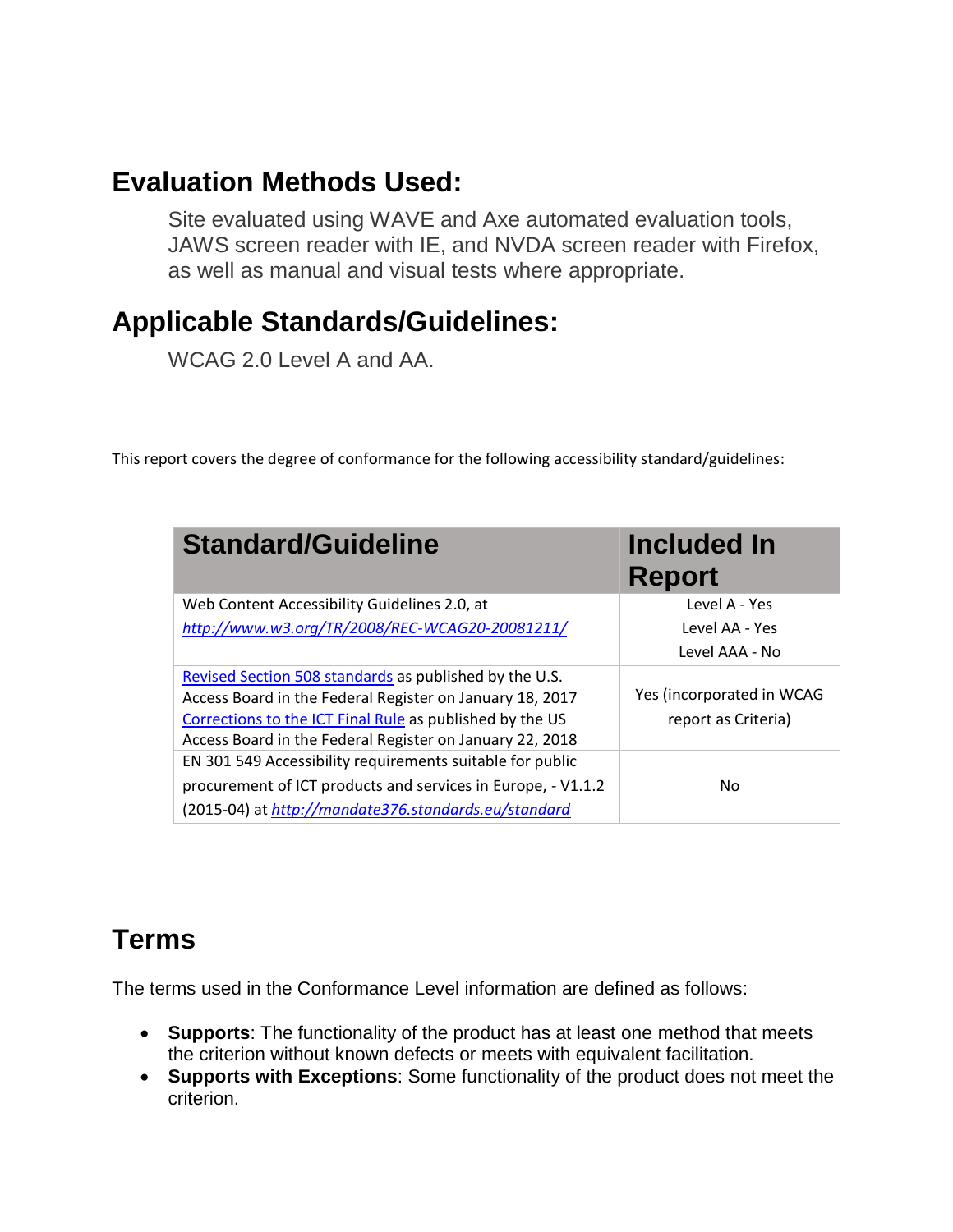## Evaluation Methods Used:

Site evaluated using WAVE and Axe automated evaluation tools, JAWS screen reader with IE, and NVDA screen reader with Firefox, as well as manual and visual tests where appropriate.

## Applicable Standards/Guidelines:

WCAG 2.0 Level A and AA.

This report covers the degree of conformance for the following accessibility standard/guidelines:

| Standard/Guideline | Included In Report |
|---|---|
| Web Content Accessibility Guidelines 2.0, at *http://www.w3.org/TR/2008/REC-WCAG20-20081211/* | Level A - Yes<br>Level AA - Yes<br>Level AAA - No |
| Revised Section 508 standards as published by the U.S. Access Board in the Federal Register on January 18, 2017 Corrections to the ICT Final Rule as published by the US Access Board in the Federal Register on January 22, 2018 | Yes (incorporated in WCAG report as Criteria) |
| EN 301 549 Accessibility requirements suitable for public procurement of ICT products and services in Europe, - V1.1.2 (2015-04) at *http://mandate376.standards.eu/standard* | No |

## Terms

The terms used in the Conformance Level information are defined as follows:

- **Supports**: The functionality of the product has at least one method that meets the criterion without known defects or meets with equivalent facilitation.
- **Supports with Exceptions**: Some functionality of the product does not meet the criterion.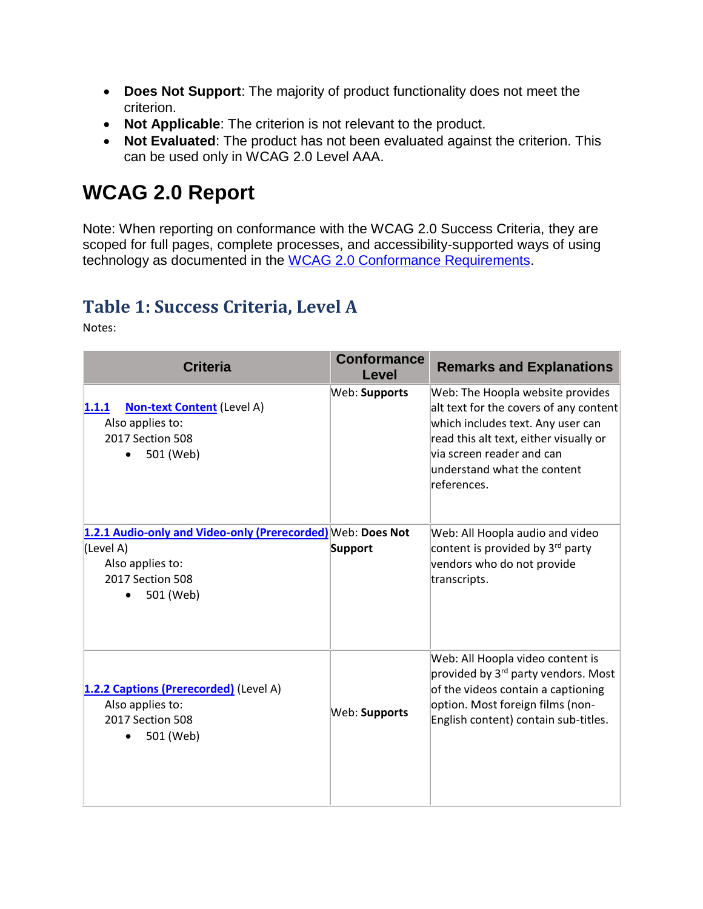- **Does Not Support**: The majority of product functionality does not meet the criterion.
- **Not Applicable**: The criterion is not relevant to the product.
- **Not Evaluated**: The product has not been evaluated against the criterion. This can be used only in WCAG 2.0 Level AAA.

# WCAG 2.0 Report

Note: When reporting on conformance with the WCAG 2.0 Success Criteria, they are scoped for full pages, complete processes, and accessibility-supported ways of using technology as documented in the WCAG 2.0 Conformance Requirements.

## Table 1: Success Criteria, Level A

Notes:

| Criteria | Conformance Level | Remarks and Explanations |
|---|---|---|
| 1.1.1 Non-text Content (Level A)<br>Also applies to:<br>2017 Section 508<br>• 501 (Web) | Web: **Supports** | Web: The Hoopla website provides alt text for the covers of any content which includes text. Any user can read this alt text, either visually or via screen reader and can understand what the content references. |
| 1.2.1 Audio-only and Video-only (Prerecorded) (Level A)<br>Also applies to:<br>2017 Section 508<br>• 501 (Web) | Web: **Does Not Support** | Web: All Hoopla audio and video content is provided by 3rd party vendors who do not provide transcripts. |
| 1.2.2 Captions (Prerecorded) (Level A)<br>Also applies to:<br>2017 Section 508<br>• 501 (Web) | Web: **Supports** | Web: All Hoopla video content is provided by 3rd party vendors. Most of the videos contain a captioning option. Most foreign films (non-English content) contain sub-titles. |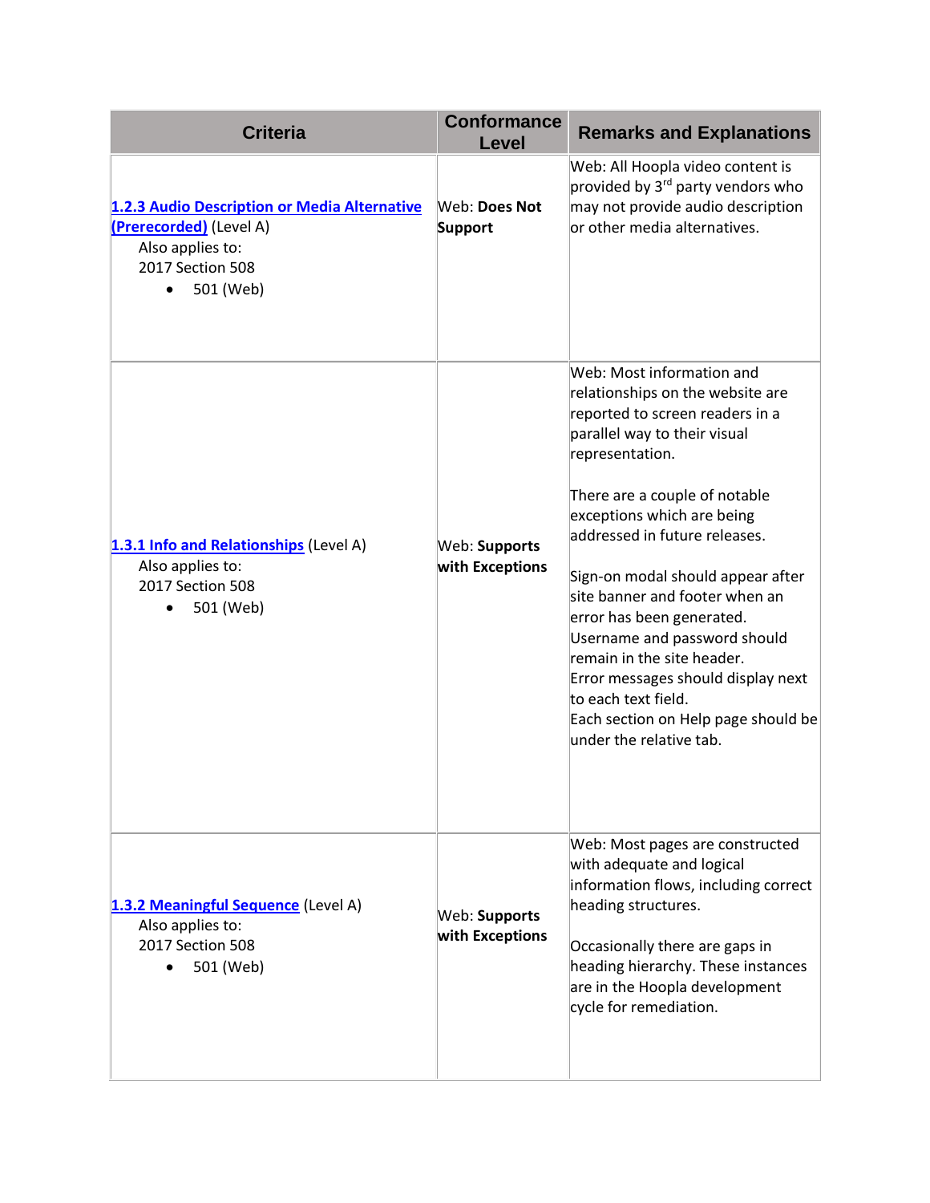| Criteria | Conformance Level | Remarks and Explanations |
|---|---|---|
| **1.2.3 Audio Description or Media Alternative (Prerecorded)** (Level A)<br>Also applies to:<br>2017 Section 508<br>• 501 (Web) | Web: **Does Not Support** | Web: All Hoopla video content is provided by 3rd party vendors who may not provide audio description or other media alternatives. |
| **1.3.1 Info and Relationships** (Level A)<br>Also applies to:<br>2017 Section 508<br>• 501 (Web) | Web: **Supports with Exceptions** | Web: Most information and relationships on the website are reported to screen readers in a parallel way to their visual representation.<br><br>There are a couple of notable exceptions which are being addressed in future releases.<br><br>Sign-on modal should appear after site banner and footer when an error has been generated.<br>Username and password should remain in the site header.<br>Error messages should display next to each text field.<br>Each section on Help page should be under the relative tab. |
| **1.3.2 Meaningful Sequence** (Level A)<br>Also applies to:<br>2017 Section 508<br>• 501 (Web) | Web: **Supports with Exceptions** | Web: Most pages are constructed with adequate and logical information flows, including correct heading structures.<br><br>Occasionally there are gaps in heading hierarchy. These instances are in the Hoopla development cycle for remediation. |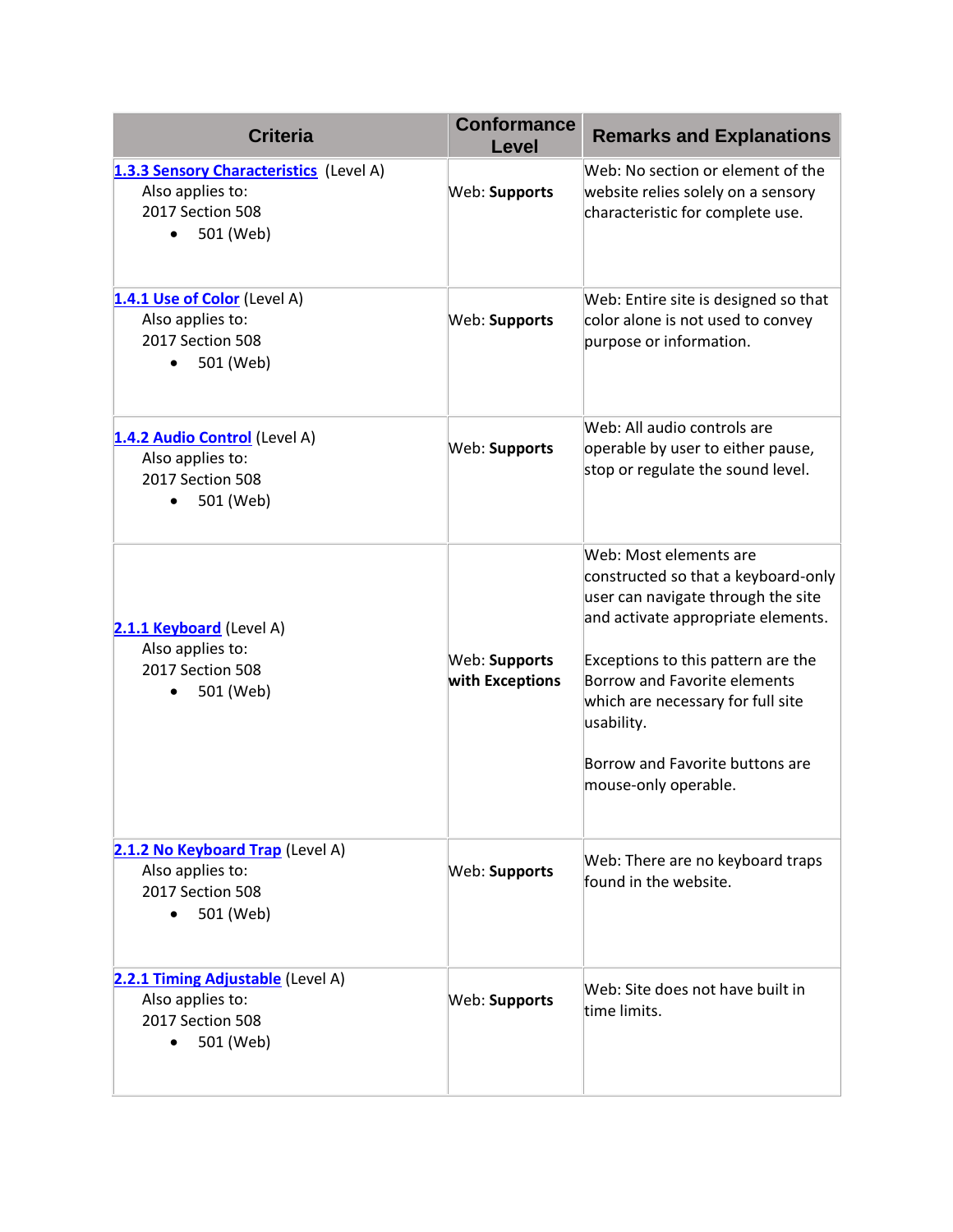| Criteria | Conformance Level | Remarks and Explanations |
| --- | --- | --- |
| 1.3.3 Sensory Characteristics (Level A)<br>Also applies to:<br>2017 Section 508<br>• 501 (Web) | Web: **Supports** | Web: No section or element of the website relies solely on a sensory characteristic for complete use. |
| 1.4.1 Use of Color (Level A)<br>Also applies to:<br>2017 Section 508<br>• 501 (Web) | Web: **Supports** | Web: Entire site is designed so that color alone is not used to convey purpose or information. |
| 1.4.2 Audio Control (Level A)<br>Also applies to:<br>2017 Section 508<br>• 501 (Web) | Web: **Supports** | Web: All audio controls are operable by user to either pause, stop or regulate the sound level. |
| 2.1.1 Keyboard (Level A)<br>Also applies to:<br>2017 Section 508<br>• 501 (Web) | Web: **Supports with Exceptions** | Web: Most elements are constructed so that a keyboard-only user can navigate through the site and activate appropriate elements.<br><br>Exceptions to this pattern are the Borrow and Favorite elements which are necessary for full site usability.<br><br>Borrow and Favorite buttons are mouse-only operable. |
| 2.1.2 No Keyboard Trap (Level A)<br>Also applies to:<br>2017 Section 508<br>• 501 (Web) | Web: **Supports** | Web: There are no keyboard traps found in the website. |
| 2.2.1 Timing Adjustable (Level A)<br>Also applies to:<br>2017 Section 508<br>• 501 (Web) | Web: **Supports** | Web: Site does not have built in time limits. |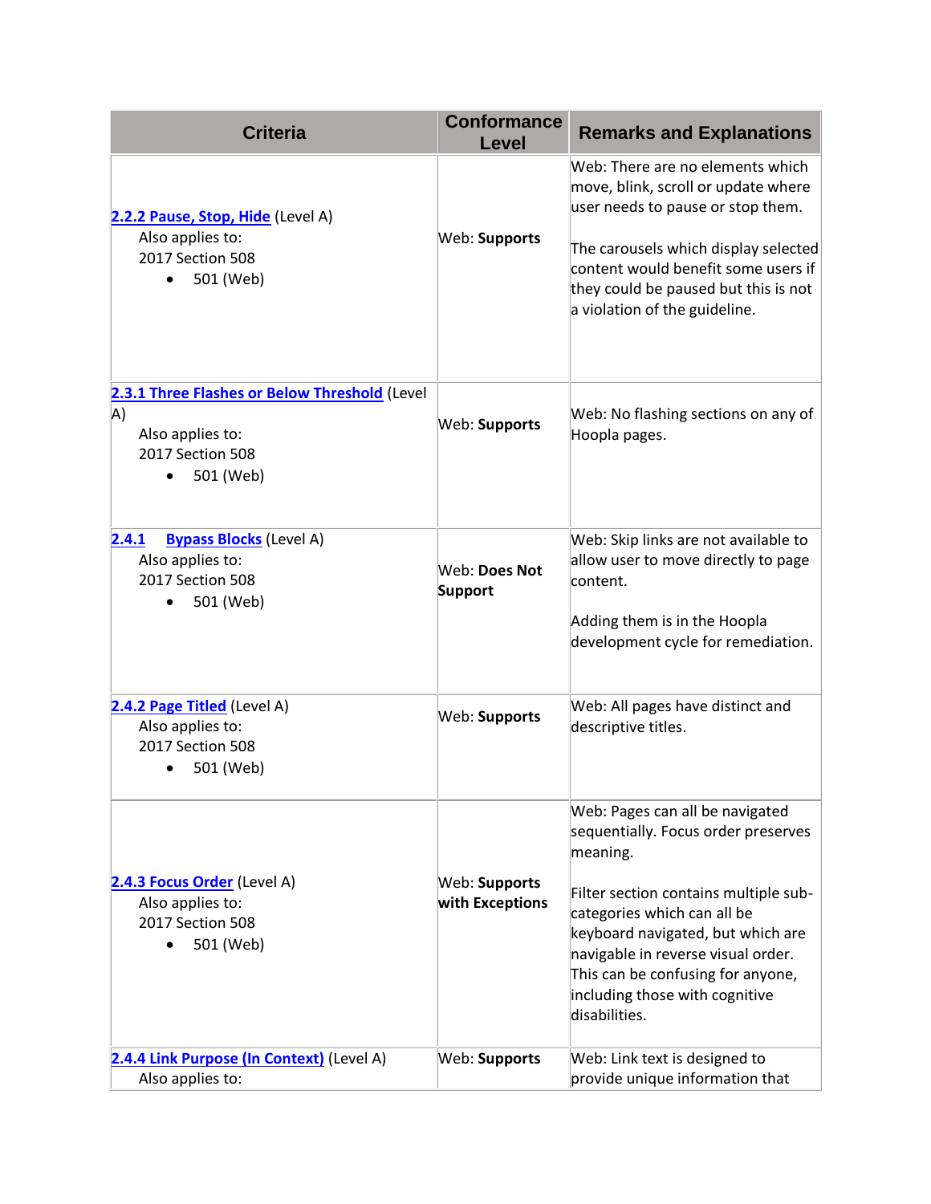| Criteria | Conformance Level | Remarks and Explanations |
|---|---|---|
| **2.2.2 Pause, Stop, Hide** (Level A)<br>Also applies to:<br>2017 Section 508<br>• 501 (Web) | Web: **Supports** | Web: There are no elements which move, blink, scroll or update where user needs to pause or stop them.<br><br>The carousels which display selected content would benefit some users if they could be paused but this is not a violation of the guideline. |
| **2.3.1 Three Flashes or Below Threshold** (Level A)<br>Also applies to:<br>2017 Section 508<br>• 501 (Web) | Web: **Supports** | Web: No flashing sections on any of Hoopla pages. |
| **2.4.1 Bypass Blocks** (Level A)<br>Also applies to:<br>2017 Section 508<br>• 501 (Web) | Web: **Does Not Support** | Web: Skip links are not available to allow user to move directly to page content.<br><br>Adding them is in the Hoopla development cycle for remediation. |
| **2.4.2 Page Titled** (Level A)<br>Also applies to:<br>2017 Section 508<br>• 501 (Web) | Web: **Supports** | Web: All pages have distinct and descriptive titles. |
| **2.4.3 Focus Order** (Level A)<br>Also applies to:<br>2017 Section 508<br>• 501 (Web) | Web: **Supports with Exceptions** | Web: Pages can all be navigated sequentially. Focus order preserves meaning.<br><br>Filter section contains multiple sub-categories which can all be keyboard navigated, but which are navigable in reverse visual order. This can be confusing for anyone, including those with cognitive disabilities. |
| **2.4.4 Link Purpose (In Context)** (Level A)<br>Also applies to: | Web: **Supports** | Web: Link text is designed to provide unique information that |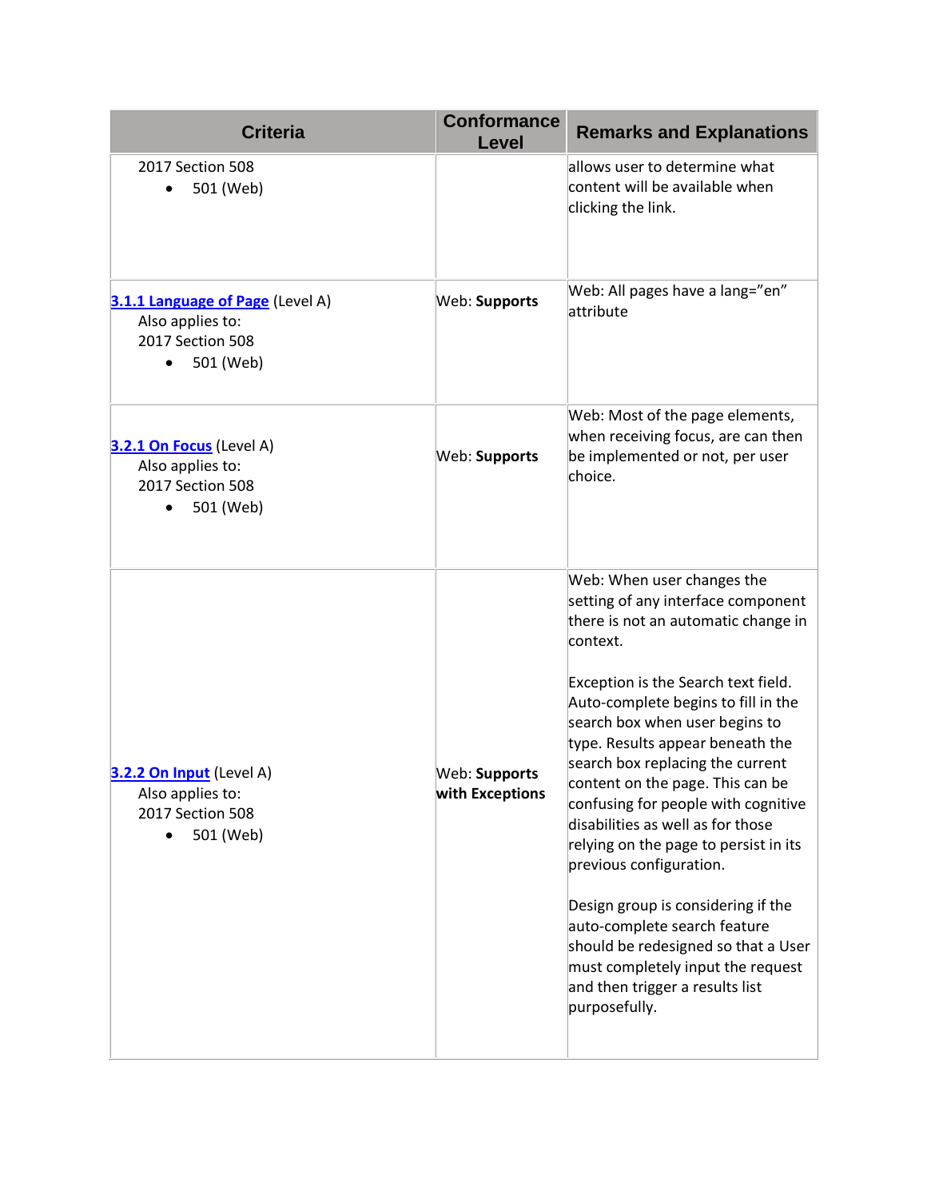| Criteria | Conformance Level | Remarks and Explanations |
|---|---|---|
| 2017 Section 508<br>• 501 (Web) | | allows user to determine what content will be available when clicking the link. |
| [3.1.1 Language of Page](#) (Level A)<br>Also applies to:<br>2017 Section 508<br>• 501 (Web) | Web: **Supports** | Web: All pages have a lang="en" attribute |
| [3.2.1 On Focus](#) (Level A)<br>Also applies to:<br>2017 Section 508<br>• 501 (Web) | Web: **Supports** | Web: Most of the page elements, when receiving focus, are can then be implemented or not, per user choice. |
| [3.2.2 On Input](#) (Level A)<br>Also applies to:<br>2017 Section 508<br>• 501 (Web) | Web: **Supports with Exceptions** | Web: When user changes the setting of any interface component there is not an automatic change in context.<br><br>Exception is the Search text field. Auto-complete begins to fill in the search box when user begins to type. Results appear beneath the search box replacing the current content on the page. This can be confusing for people with cognitive disabilities as well as for those relying on the page to persist in its previous configuration.<br><br>Design group is considering if the auto-complete search feature should be redesigned so that a User must completely input the request and then trigger a results list purposefully. |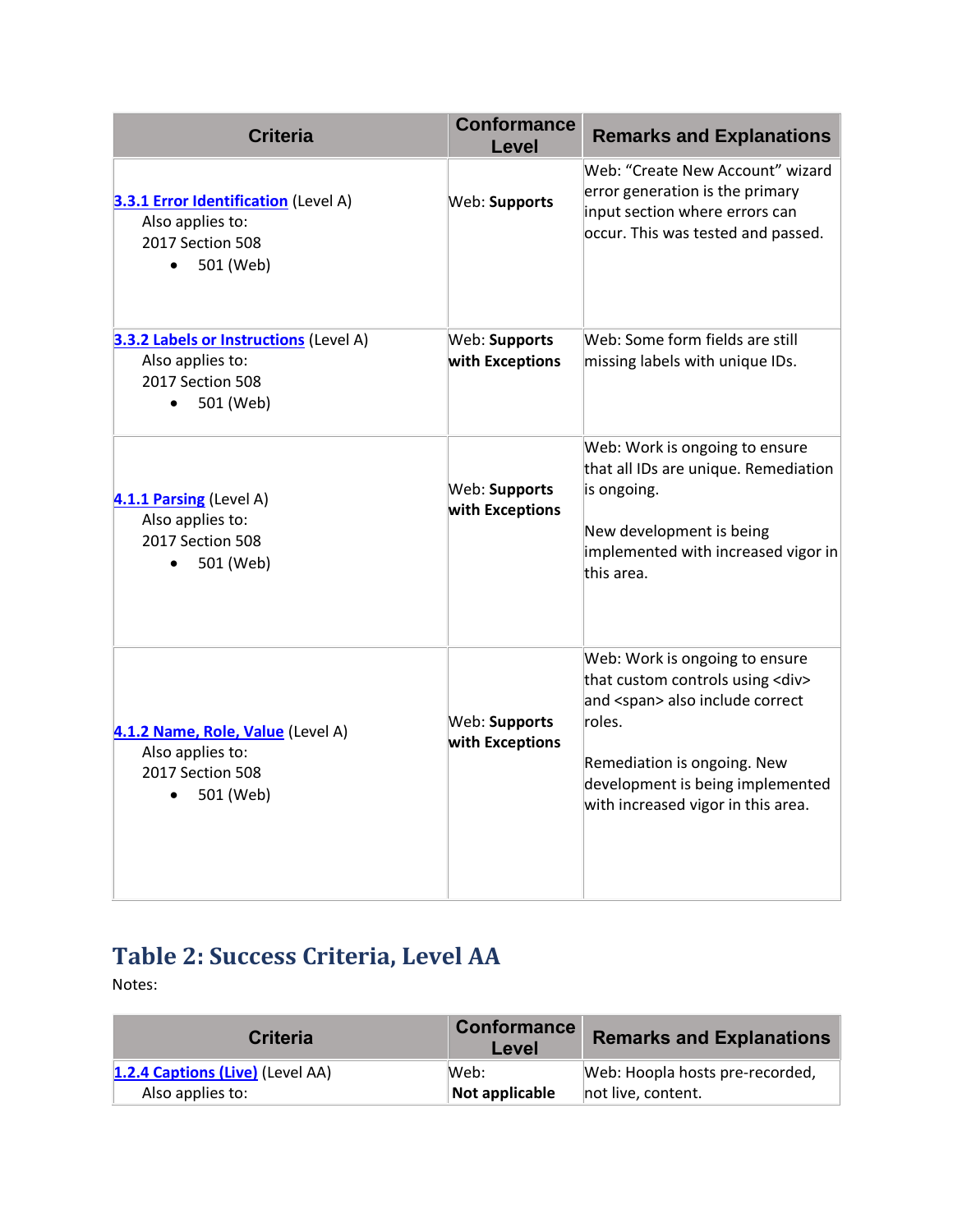| Criteria | Conformance Level | Remarks and Explanations |
|---|---|---|
| **3.3.1 Error Identification** (Level A)<br>Also applies to:<br>2017 Section 508<br>• 501 (Web) | Web: **Supports** | Web: "Create New Account" wizard error generation is the primary input section where errors can occur. This was tested and passed. |
| **3.3.2 Labels or Instructions** (Level A)<br>Also applies to:<br>2017 Section 508<br>• 501 (Web) | Web: **Supports with Exceptions** | Web: Some form fields are still missing labels with unique IDs. |
| **4.1.1 Parsing** (Level A)<br>Also applies to:<br>2017 Section 508<br>• 501 (Web) | Web: **Supports with Exceptions** | Web: Work is ongoing to ensure that all IDs are unique. Remediation is ongoing.<br><br>New development is being implemented with increased vigor in this area. |
| **4.1.2 Name, Role, Value** (Level A)<br>Also applies to:<br>2017 Section 508<br>• 501 (Web) | Web: **Supports with Exceptions** | Web: Work is ongoing to ensure that custom controls using <div> and <span> also include correct roles.<br><br>Remediation is ongoing. New development is being implemented with increased vigor in this area. |

## Table 2: Success Criteria, Level AA

Notes:

| Criteria | Conformance Level | Remarks and Explanations |
|---|---|---|
| **1.2.4 Captions (Live)** (Level AA)<br>Also applies to: | Web:<br>**Not applicable** | Web: Hoopla hosts pre-recorded, not live, content. |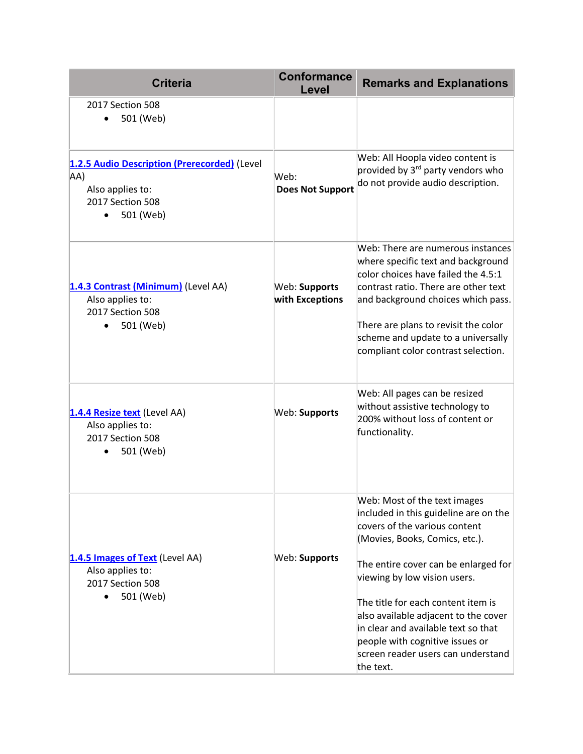| Criteria | Conformance Level | Remarks and Explanations |
|---|---|---|
| 2017 Section 508<br>• 501 (Web) | | |
| [1.2.5 Audio Description (Prerecorded)](#) (Level AA)<br>Also applies to:<br>2017 Section 508<br>• 501 (Web) | Web: **Does Not Support** | Web: All Hoopla video content is provided by 3rd party vendors who do not provide audio description. |
| [1.4.3 Contrast (Minimum)](#) (Level AA)<br>Also applies to:<br>2017 Section 508<br>• 501 (Web) | Web: **Supports with Exceptions** | Web: There are numerous instances where specific text and background color choices have failed the 4.5:1 contrast ratio. There are other text and background choices which pass.<br><br>There are plans to revisit the color scheme and update to a universally compliant color contrast selection. |
| [1.4.4 Resize text](#) (Level AA)<br>Also applies to:<br>2017 Section 508<br>• 501 (Web) | Web: **Supports** | Web: All pages can be resized without assistive technology to 200% without loss of content or functionality. |
| [1.4.5 Images of Text](#) (Level AA)<br>Also applies to:<br>2017 Section 508<br>• 501 (Web) | Web: **Supports** | Web: Most of the text images included in this guideline are on the covers of the various content (Movies, Books, Comics, etc.).<br><br>The entire cover can be enlarged for viewing by low vision users.<br><br>The title for each content item is also available adjacent to the cover in clear and available text so that people with cognitive issues or screen reader users can understand the text. |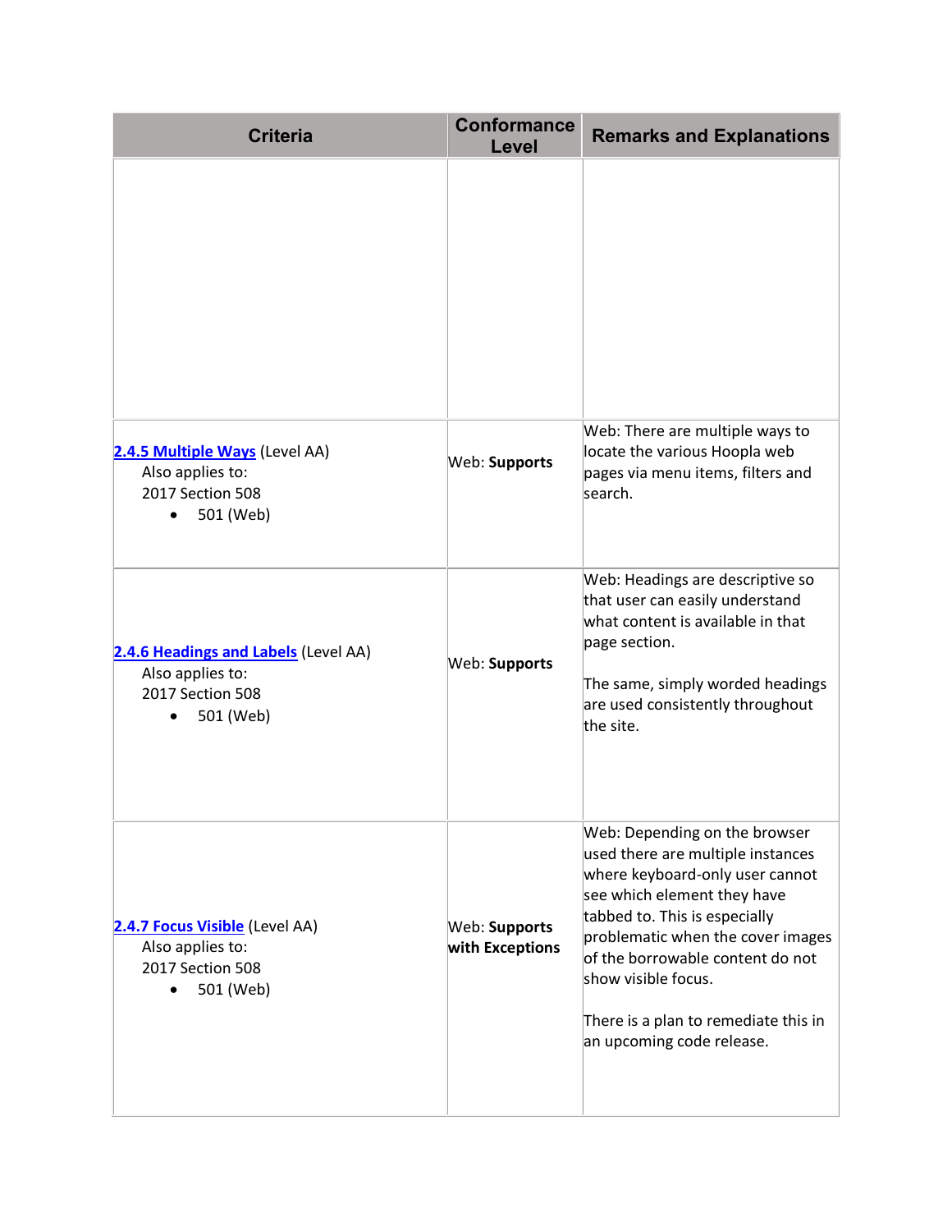| Criteria | Conformance Level | Remarks and Explanations |
|---|---|---|
| | | |
| [2.4.5 Multiple Ways](#) (Level AA)<br>Also applies to:<br>2017 Section 508<br>• 501 (Web) | Web: **Supports** | Web: There are multiple ways to locate the various Hoopla web pages via menu items, filters and search. |
| [2.4.6 Headings and Labels](#) (Level AA)<br>Also applies to:<br>2017 Section 508<br>• 501 (Web) | Web: **Supports** | Web: Headings are descriptive so that user can easily understand what content is available in that page section.<br><br>The same, simply worded headings are used consistently throughout the site. |
| [2.4.7 Focus Visible](#) (Level AA)<br>Also applies to:<br>2017 Section 508<br>• 501 (Web) | Web: **Supports with Exceptions** | Web: Depending on the browser used there are multiple instances where keyboard-only user cannot see which element they have tabbed to. This is especially problematic when the cover images of the borrowable content do not show visible focus.<br><br>There is a plan to remediate this in an upcoming code release. |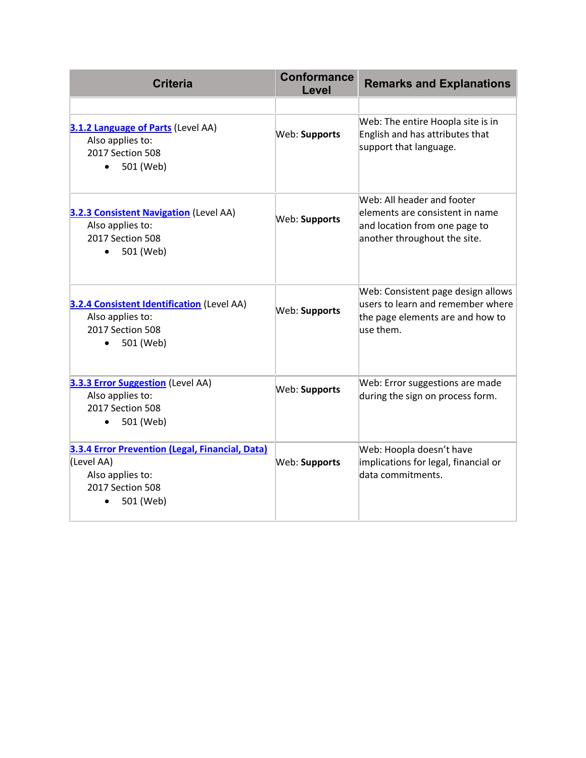| Criteria | Conformance Level | Remarks and Explanations |
| --- | --- | --- |
| | | |
| 3.1.2 Language of Parts (Level AA)<br>Also applies to:<br>2017 Section 508<br>• 501 (Web) | Web: **Supports** | Web: The entire Hoopla site is in English and has attributes that support that language. |
| 3.2.3 Consistent Navigation (Level AA)<br>Also applies to:<br>2017 Section 508<br>• 501 (Web) | Web: **Supports** | Web: All header and footer elements are consistent in name and location from one page to another throughout the site. |
| 3.2.4 Consistent Identification (Level AA)<br>Also applies to:<br>2017 Section 508<br>• 501 (Web) | Web: **Supports** | Web: Consistent page design allows users to learn and remember where the page elements are and how to use them. |
| 3.3.3 Error Suggestion (Level AA)<br>Also applies to:<br>2017 Section 508<br>• 501 (Web) | Web: **Supports** | Web: Error suggestions are made during the sign on process form. |
| 3.3.4 Error Prevention (Legal, Financial, Data) (Level AA)<br>Also applies to:<br>2017 Section 508<br>• 501 (Web) | Web: **Supports** | Web: Hoopla doesn't have implications for legal, financial or data commitments. |